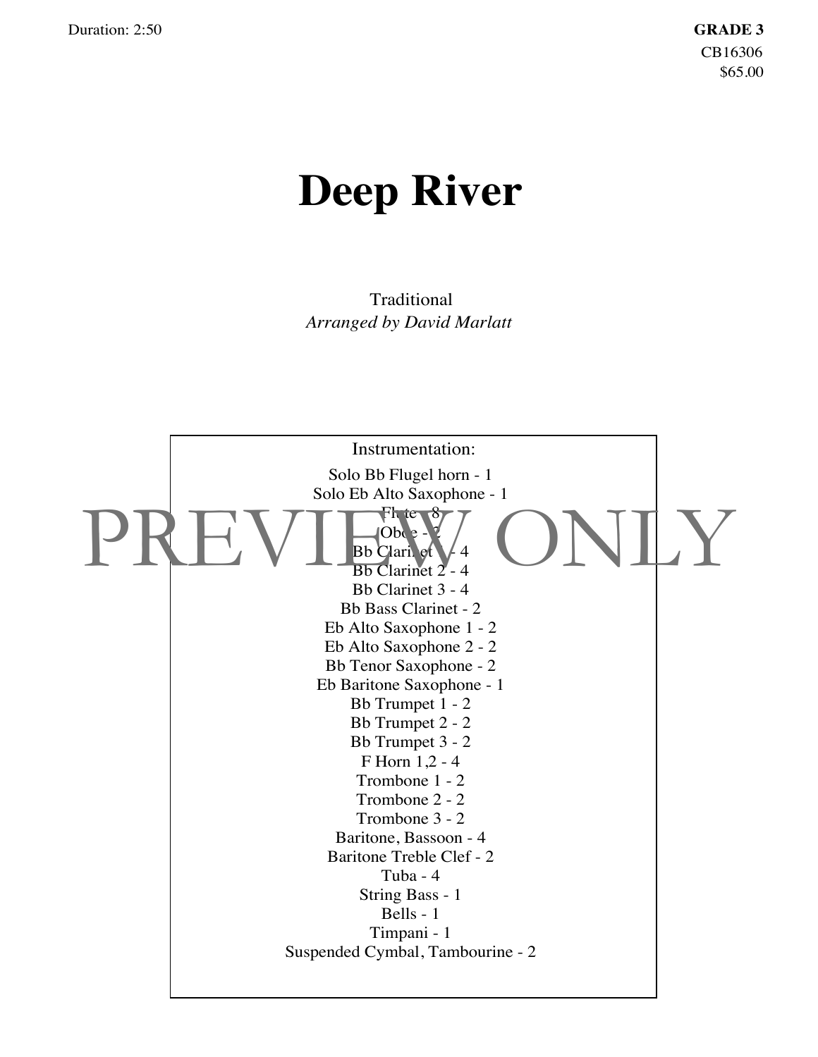Duration: 2:50

**GRADE 3**
CB16306
$65.00

# Deep River

Traditional
*Arranged by David Marlatt*

PREVIEW ONLY

Instrumentation:

Solo Bb Flugel horn - 1
Solo Eb Alto Saxophone - 1
Flute - 8
Oboe - 2
Bb Clarinet 1 - 4
Bb Clarinet 2 - 4
Bb Clarinet 3 - 4
Bb Bass Clarinet - 2
Eb Alto Saxophone 1 - 2
Eb Alto Saxophone 2 - 2
Bb Tenor Saxophone - 2
Eb Baritone Saxophone - 1
Bb Trumpet 1 - 2
Bb Trumpet 2 - 2
Bb Trumpet 3 - 2
F Horn 1,2 - 4
Trombone 1 - 2
Trombone 2 - 2
Trombone 3 - 2
Baritone, Bassoon - 4
Baritone Treble Clef - 2
Tuba - 4
String Bass - 1
Bells - 1
Timpani - 1
Suspended Cymbal, Tambourine - 2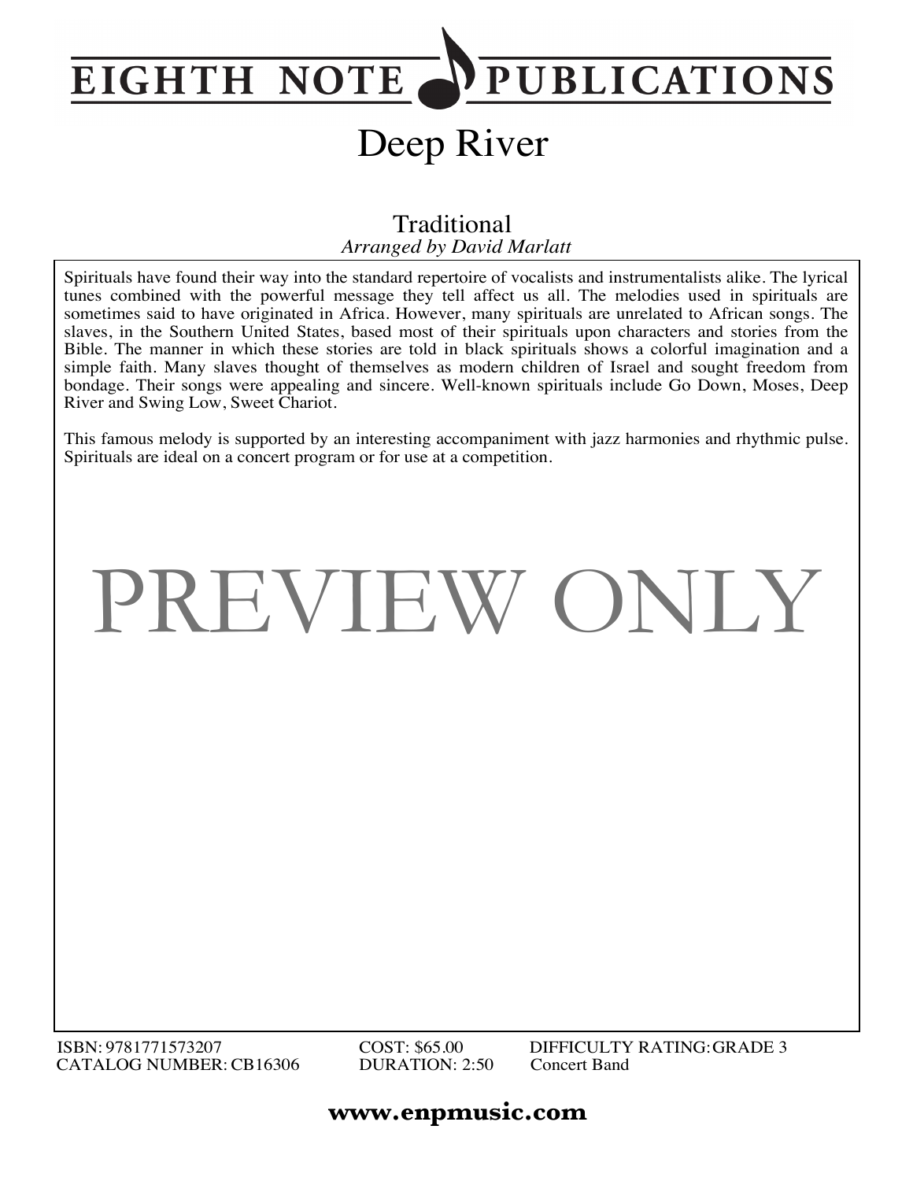# EIGHTH NOTE PUBLICATIONS

# Deep River

Traditional
*Arranged by David Marlatt*

Spirituals have found their way into the standard repertoire of vocalists and instrumentalists alike. The lyrical tunes combined with the powerful message they tell affect us all. The melodies used in spirituals are sometimes said to have originated in Africa. However, many spirituals are unrelated to African songs. The slaves, in the Southern United States, based most of their spirituals upon characters and stories from the Bible. The manner in which these stories are told in black spirituals shows a colorful imagination and a simple faith. Many slaves thought of themselves as modern children of Israel and sought freedom from bondage. Their songs were appealing and sincere. Well-known spirituals include Go Down, Moses, Deep River and Swing Low, Sweet Chariot.

This famous melody is supported by an interesting accompaniment with jazz harmonies and rhythmic pulse. Spirituals are ideal on a concert program or for use at a competition.

PREVIEW ONLY

ISBN: 9781771573207
CATALOG NUMBER: CB16306
COST: $65.00
DURATION: 2:50
DIFFICULTY RATING: GRADE 3
Concert Band

**www.enpmusic.com**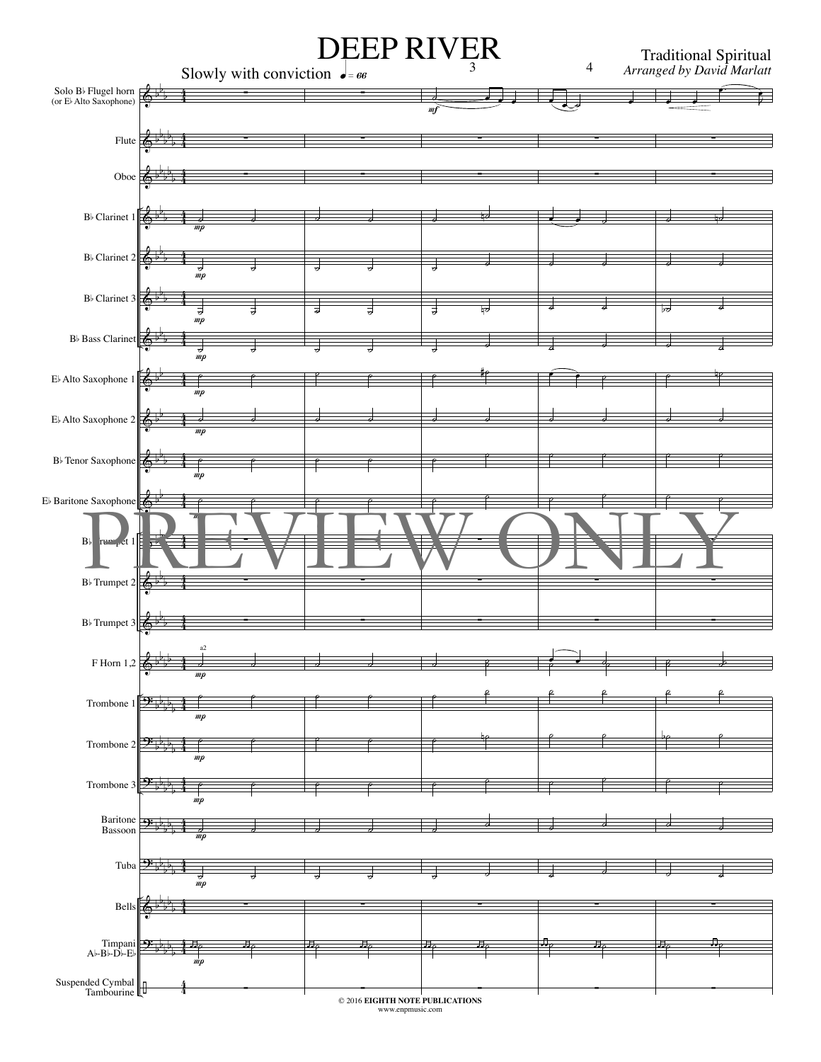# DEEP RIVER

Traditional Spiritual

*Arranged by David Marlatt*

Slowly with conviction ♩= 66

Solo B♭ Flugel horn (or E♭ Alto Saxophone)

Flute

Oboe

B♭ Clarinet 1

B♭ Clarinet 2

B♭ Clarinet 3

B♭ Bass Clarinet

E♭ Alto Saxophone 1

E♭ Alto Saxophone 2

B♭ Tenor Saxophone

E♭ Baritone Saxophone

B♭ Trumpet 1

B♭ Trumpet 2

B♭ Trumpet 3

F Horn 1,2

Trombone 1

Trombone 2

Trombone 3

Baritone
Bassoon

Tuba

Bells

Timpani
A♭-B♭-D♭-E♭

Suspended Cymbal
Tambourine

PREVIEW ONLY

© 2016 **EIGHTH NOTE PUBLICATIONS**
www.enpmusic.com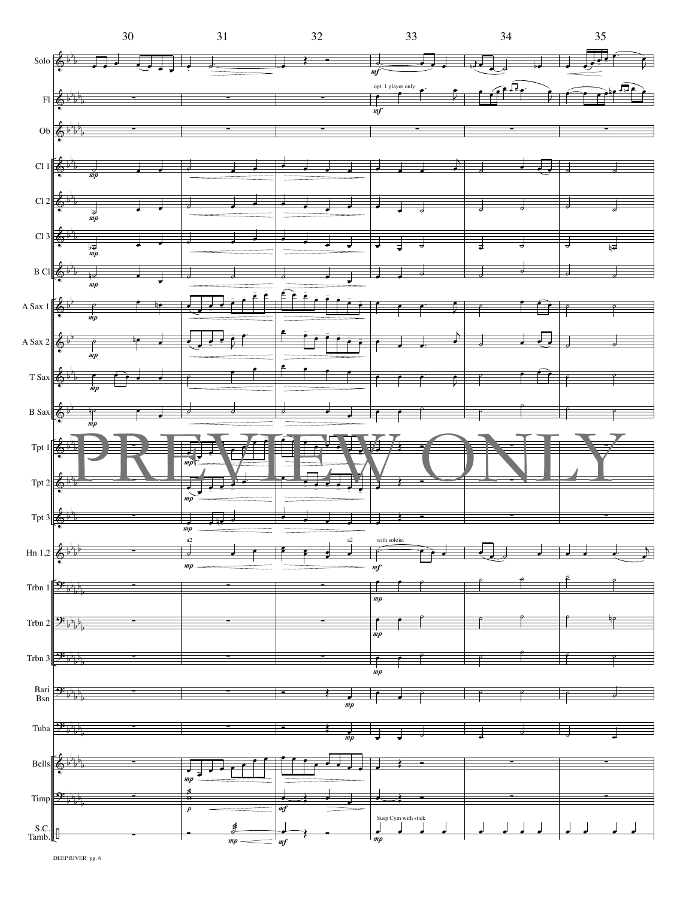30 31 32 33 34 35

Solo

Fl

opt. 1 player only

Ob

Cl 1

Cl 2

Cl 3

B Cl

A Sax 1

A Sax 2

T Sax

B Sax

Tpt 1

Tpt 2

Tpt 3

a2

a2

with soloist

Hn 1,2

Trbn 1

Trbn 2

Trbn 3

Bari Bsn

Tuba

Bells

Timp

Susp Cym with stick

S.C. Tamb.

PREVIEW ONLY

DEEP RIVER pg. 6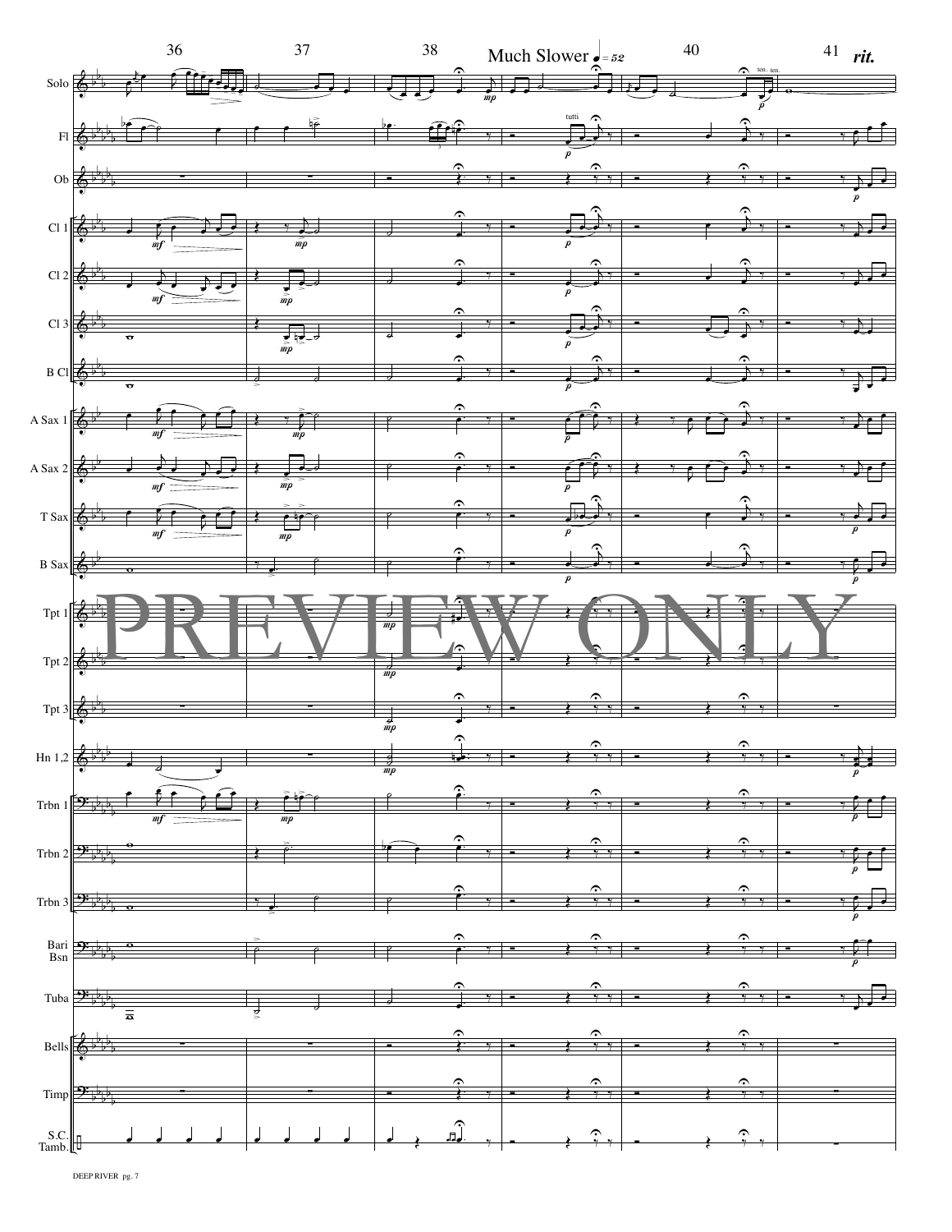Much Slower ♩ = 52

*rit.*

Solo

Fl

Ob

Cl 1

Cl 2

Cl 3

B Cl

A Sax 1

A Sax 2

T Sax

B Sax

Tpt 1

Tpt 2

Tpt 3

Hn 1,2

Trbn 1

Trbn 2

Trbn 3

Bari Bsn

Tuba

Bells

Timp

S.C. Tamb.

PREVIEW ONLY

DEEP RIVER pg. 7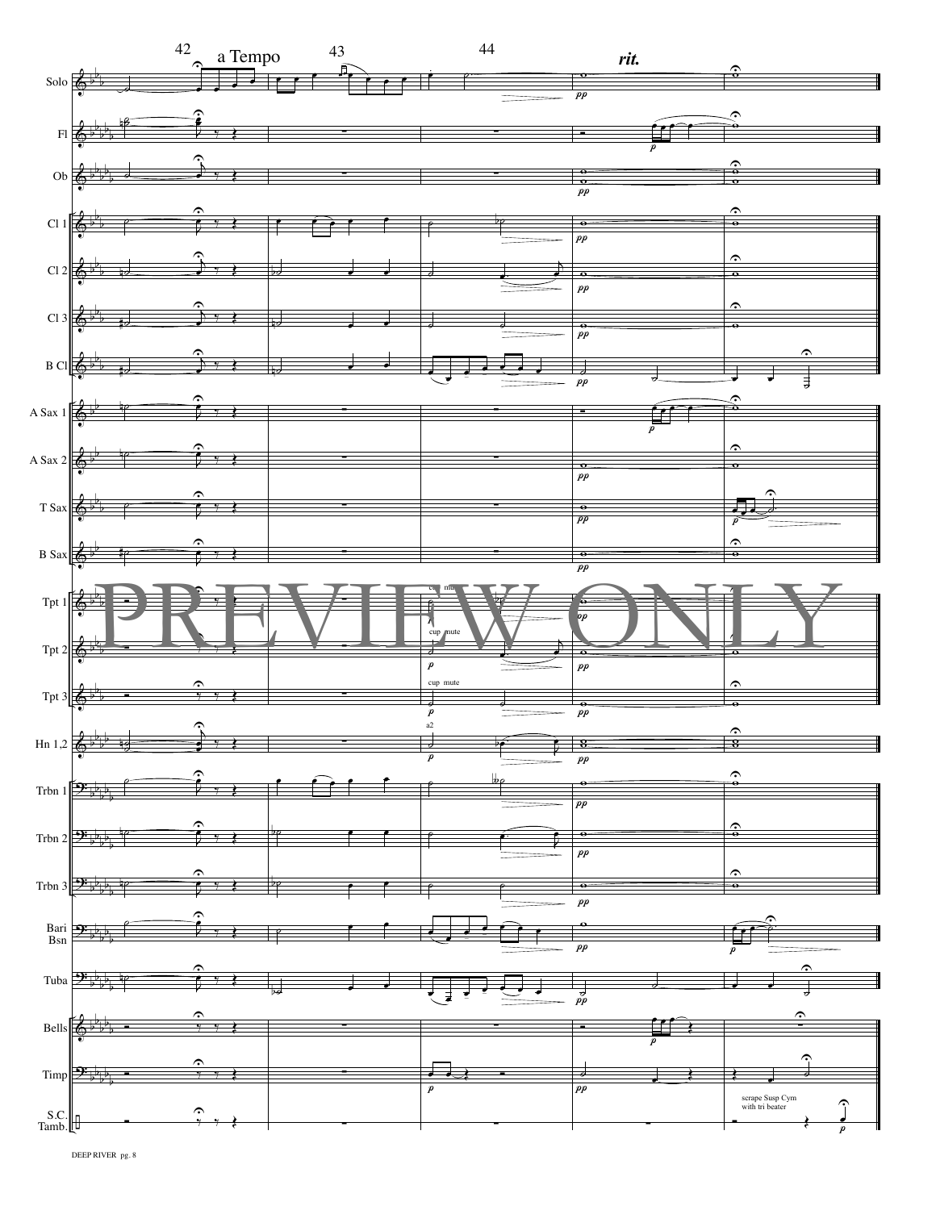42 a Tempo 43 44 *rit.*

Solo

Fl

Ob

Cl 1

Cl 2

Cl 3

B Cl

A Sax 1

A Sax 2

T Sax

B Sax

Tpt 1

Tpt 2

Tpt 3

Hn 1,2

Trbn 1

Trbn 2

Trbn 3

Bari Bsn

Tuba

Bells

Timp

S.C. Tamb.

cup mute

cup mute

cup mute

a2

scrape Susp Cym with tri beater

PREVIEW ONLY